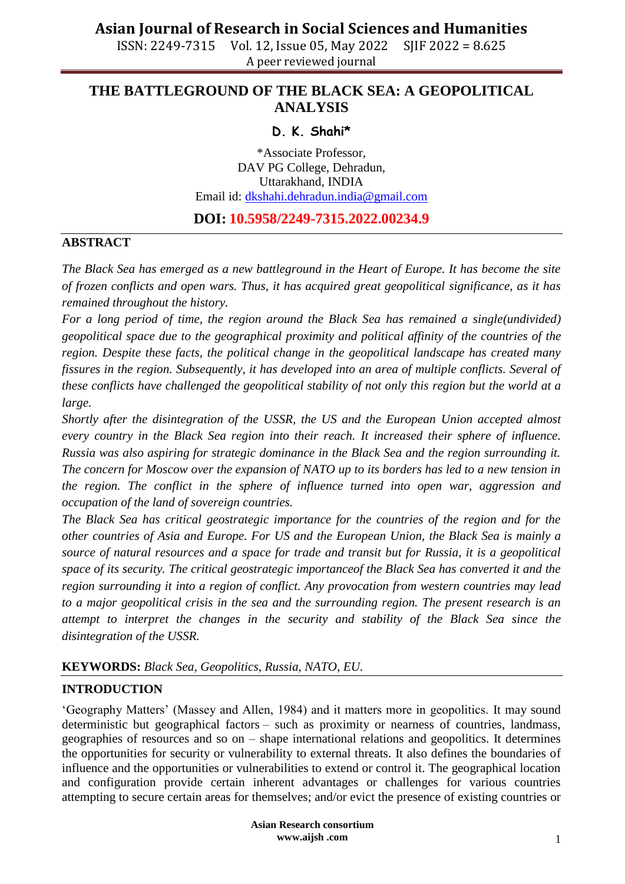# THE BATTLEGROUND OF THE BLACK SEA: A GEOPOLITICAL ANALYSIS

**D. K. Shahi***

*Associate Professor,
DAV PG College, Dehradun,
Uttarakhand, INDIA
Email id: dkshahi.dehradun.india@gmail.com

**DOI: 10.5958/2249-7315.2022.00234.9**

## ABSTRACT

*The Black Sea has emerged as a new battleground in the Heart of Europe. It has become the site of frozen conflicts and open wars. Thus, it has acquired great geopolitical significance, as it has remained throughout the history.*

*For a long period of time, the region around the Black Sea has remained a single(undivided) geopolitical space due to the geographical proximity and political affinity of the countries of the region. Despite these facts, the political change in the geopolitical landscape has created many fissures in the region. Subsequently, it has developed into an area of multiple conflicts. Several of these conflicts have challenged the geopolitical stability of not only this region but the world at a large.*

*Shortly after the disintegration of the USSR, the US and the European Union accepted almost every country in the Black Sea region into their reach. It increased their sphere of influence. Russia was also aspiring for strategic dominance in the Black Sea and the region surrounding it. The concern for Moscow over the expansion of NATO up to its borders has led to a new tension in the region. The conflict in the sphere of influence turned into open war, aggression and occupation of the land of sovereign countries.*

*The Black Sea has critical geostrategic importance for the countries of the region and for the other countries of Asia and Europe. For US and the European Union, the Black Sea is mainly a source of natural resources and a space for trade and transit but for Russia, it is a geopolitical space of its security. The critical geostrategic importanceof the Black Sea has converted it and the region surrounding it into a region of conflict. Any provocation from western countries may lead to a major geopolitical crisis in the sea and the surrounding region. The present research is an attempt to interpret the changes in the security and stability of the Black Sea since the disintegration of the USSR.*

**KEYWORDS:** *Black Sea, Geopolitics, Russia, NATO, EU.*

## INTRODUCTION

'Geography Matters' (Massey and Allen, 1984) and it matters more in geopolitics. It may sound deterministic but geographical factors – such as proximity or nearness of countries, landmass, geographies of resources and so on – shape international relations and geopolitics. It determines the opportunities for security or vulnerability to external threats. It also defines the boundaries of influence and the opportunities or vulnerabilities to extend or control it. The geographical location and configuration provide certain inherent advantages or challenges for various countries attempting to secure certain areas for themselves; and/or evict the presence of existing countries or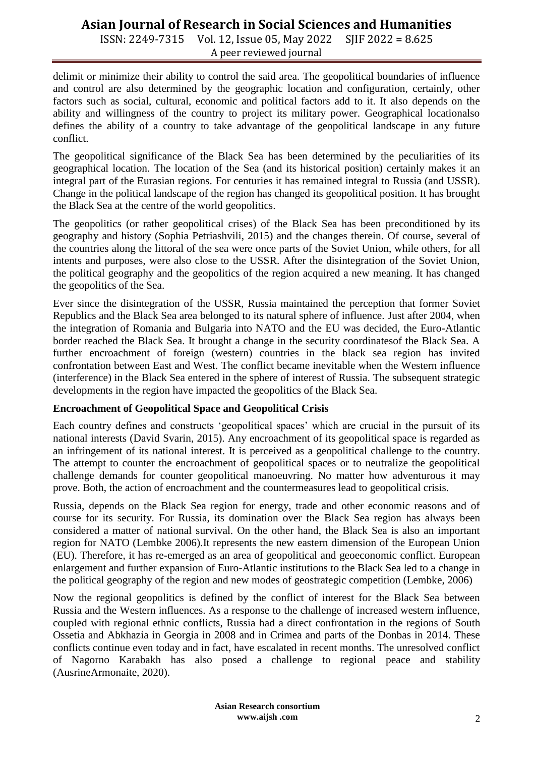delimit or minimize their ability to control the said area. The geopolitical boundaries of influence and control are also determined by the geographic location and configuration, certainly, other factors such as social, cultural, economic and political factors add to it. It also depends on the ability and willingness of the country to project its military power. Geographical locationalso defines the ability of a country to take advantage of the geopolitical landscape in any future conflict.

The geopolitical significance of the Black Sea has been determined by the peculiarities of its geographical location. The location of the Sea (and its historical position) certainly makes it an integral part of the Eurasian regions. For centuries it has remained integral to Russia (and USSR). Change in the political landscape of the region has changed its geopolitical position. It has brought the Black Sea at the centre of the world geopolitics.

The geopolitics (or rather geopolitical crises) of the Black Sea has been preconditioned by its geography and history (Sophia Petriashvili, 2015) and the changes therein. Of course, several of the countries along the littoral of the sea were once parts of the Soviet Union, while others, for all intents and purposes, were also close to the USSR. After the disintegration of the Soviet Union, the political geography and the geopolitics of the region acquired a new meaning. It has changed the geopolitics of the Sea.

Ever since the disintegration of the USSR, Russia maintained the perception that former Soviet Republics and the Black Sea area belonged to its natural sphere of influence. Just after 2004, when the integration of Romania and Bulgaria into NATO and the EU was decided, the Euro-Atlantic border reached the Black Sea. It brought a change in the security coordinatesof the Black Sea. A further encroachment of foreign (western) countries in the black sea region has invited confrontation between East and West. The conflict became inevitable when the Western influence (interference) in the Black Sea entered in the sphere of interest of Russia. The subsequent strategic developments in the region have impacted the geopolitics of the Black Sea.

**Encroachment of Geopolitical Space and Geopolitical Crisis**

Each country defines and constructs 'geopolitical spaces' which are crucial in the pursuit of its national interests (David Svarin, 2015). Any encroachment of its geopolitical space is regarded as an infringement of its national interest. It is perceived as a geopolitical challenge to the country. The attempt to counter the encroachment of geopolitical spaces or to neutralize the geopolitical challenge demands for counter geopolitical manoeuvring. No matter how adventurous it may prove. Both, the action of encroachment and the countermeasures lead to geopolitical crisis.

Russia, depends on the Black Sea region for energy, trade and other economic reasons and of course for its security. For Russia, its domination over the Black Sea region has always been considered a matter of national survival. On the other hand, the Black Sea is also an important region for NATO (Lembke 2006).It represents the new eastern dimension of the European Union (EU). Therefore, it has re-emerged as an area of geopolitical and geoeconomic conflict. European enlargement and further expansion of Euro-Atlantic institutions to the Black Sea led to a change in the political geography of the region and new modes of geostrategic competition (Lembke, 2006)

Now the regional geopolitics is defined by the conflict of interest for the Black Sea between Russia and the Western influences. As a response to the challenge of increased western influence, coupled with regional ethnic conflicts, Russia had a direct confrontation in the regions of South Ossetia and Abkhazia in Georgia in 2008 and in Crimea and parts of the Donbas in 2014. These conflicts continue even today and in fact, have escalated in recent months. The unresolved conflict of Nagorno Karabakh has also posed a challenge to regional peace and stability (AusrineArmonaite, 2020).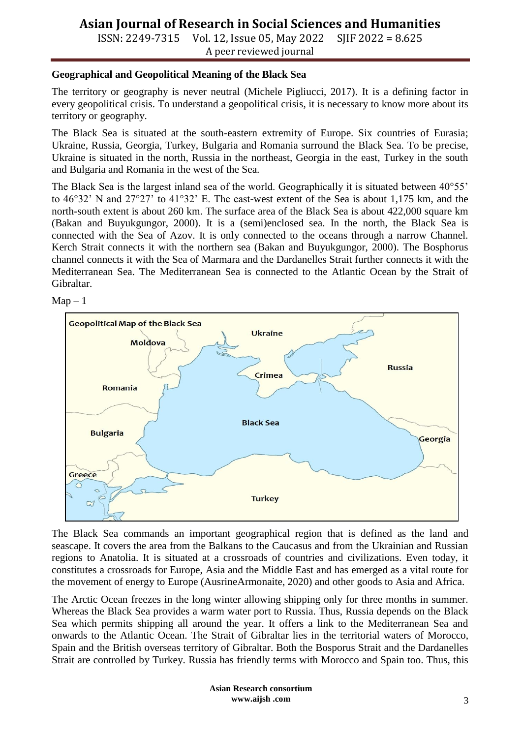## Geographical and Geopolitical Meaning of the Black Sea

The territory or geography is never neutral (Michele Pigliucci, 2017). It is a defining factor in every geopolitical crisis. To understand a geopolitical crisis, it is necessary to know more about its territory or geography.

The Black Sea is situated at the south-eastern extremity of Europe. Six countries of Eurasia; Ukraine, Russia, Georgia, Turkey, Bulgaria and Romania surround the Black Sea. To be precise, Ukraine is situated in the north, Russia in the northeast, Georgia in the east, Turkey in the south and Bulgaria and Romania in the west of the Sea.

The Black Sea is the largest inland sea of the world. Geographically it is situated between 40°55' to 46°32' N and 27°27' to 41°32' E. The east-west extent of the Sea is about 1,175 km, and the north-south extent is about 260 km. The surface area of the Black Sea is about 422,000 square km (Bakan and Buyukgungor, 2000). It is a (semi)enclosed sea. In the north, the Black Sea is connected with the Sea of Azov. It is only connected to the oceans through a narrow Channel. Kerch Strait connects it with the northern sea (Bakan and Buyukgungor, 2000). The Bosphorus channel connects it with the Sea of Marmara and the Dardanelles Strait further connects it with the Mediterranean Sea. The Mediterranean Sea is connected to the Atlantic Ocean by the Strait of Gibraltar.

Map – 1

Geopolitical Map of the Black Sea

The Black Sea commands an important geographical region that is defined as the land and seascape. It covers the area from the Balkans to the Caucasus and from the Ukrainian and Russian regions to Anatolia. It is situated at a crossroads of countries and civilizations. Even today, it constitutes a crossroads for Europe, Asia and the Middle East and has emerged as a vital route for the movement of energy to Europe (AusrineArmonaite, 2020) and other goods to Asia and Africa.

The Arctic Ocean freezes in the long winter allowing shipping only for three months in summer. Whereas the Black Sea provides a warm water port to Russia. Thus, Russia depends on the Black Sea which permits shipping all around the year. It offers a link to the Mediterranean Sea and onwards to the Atlantic Ocean. The Strait of Gibraltar lies in the territorial waters of Morocco, Spain and the British overseas territory of Gibraltar. Both the Bosporus Strait and the Dardanelles Strait are controlled by Turkey. Russia has friendly terms with Morocco and Spain too. Thus, this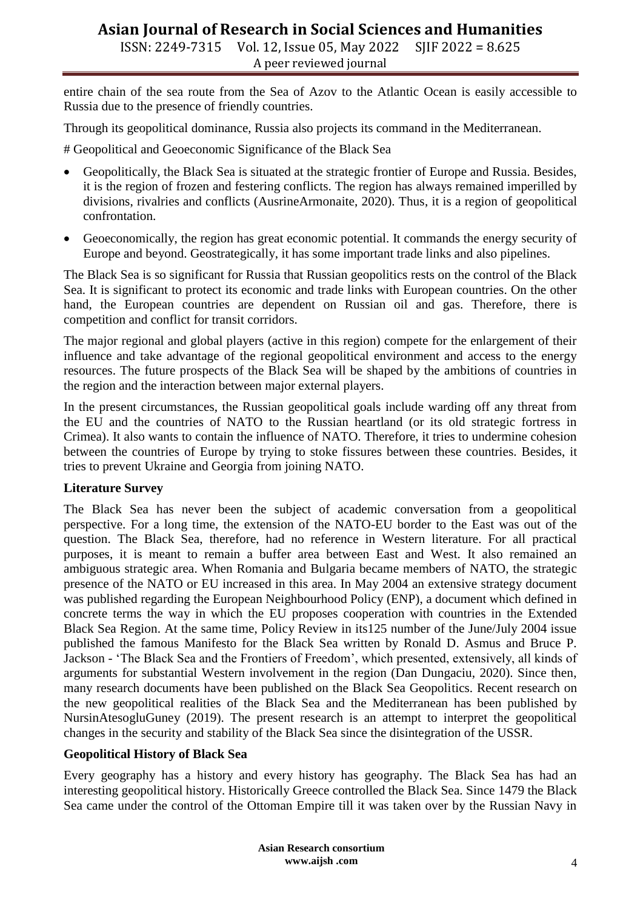entire chain of the sea route from the Sea of Azov to the Atlantic Ocean is easily accessible to Russia due to the presence of friendly countries.

Through its geopolitical dominance, Russia also projects its command in the Mediterranean.

# Geopolitical and Geoeconomic Significance of the Black Sea

- Geopolitically, the Black Sea is situated at the strategic frontier of Europe and Russia. Besides, it is the region of frozen and festering conflicts. The region has always remained imperilled by divisions, rivalries and conflicts (AusrineArmonaite, 2020). Thus, it is a region of geopolitical confrontation.
- Geoeconomically, the region has great economic potential. It commands the energy security of Europe and beyond. Geostrategically, it has some important trade links and also pipelines.

The Black Sea is so significant for Russia that Russian geopolitics rests on the control of the Black Sea. It is significant to protect its economic and trade links with European countries. On the other hand, the European countries are dependent on Russian oil and gas. Therefore, there is competition and conflict for transit corridors.

The major regional and global players (active in this region) compete for the enlargement of their influence and take advantage of the regional geopolitical environment and access to the energy resources. The future prospects of the Black Sea will be shaped by the ambitions of countries in the region and the interaction between major external players.

In the present circumstances, the Russian geopolitical goals include warding off any threat from the EU and the countries of NATO to the Russian heartland (or its old strategic fortress in Crimea). It also wants to contain the influence of NATO. Therefore, it tries to undermine cohesion between the countries of Europe by trying to stoke fissures between these countries. Besides, it tries to prevent Ukraine and Georgia from joining NATO.

**Literature Survey**

The Black Sea has never been the subject of academic conversation from a geopolitical perspective. For a long time, the extension of the NATO-EU border to the East was out of the question. The Black Sea, therefore, had no reference in Western literature. For all practical purposes, it is meant to remain a buffer area between East and West. It also remained an ambiguous strategic area. When Romania and Bulgaria became members of NATO, the strategic presence of the NATO or EU increased in this area. In May 2004 an extensive strategy document was published regarding the European Neighbourhood Policy (ENP), a document which defined in concrete terms the way in which the EU proposes cooperation with countries in the Extended Black Sea Region. At the same time, Policy Review in its125 number of the June/July 2004 issue published the famous Manifesto for the Black Sea written by Ronald D. Asmus and Bruce P. Jackson - 'The Black Sea and the Frontiers of Freedom', which presented, extensively, all kinds of arguments for substantial Western involvement in the region (Dan Dungaciu, 2020). Since then, many research documents have been published on the Black Sea Geopolitics. Recent research on the new geopolitical realities of the Black Sea and the Mediterranean has been published by NursinAtesogluGuney (2019). The present research is an attempt to interpret the geopolitical changes in the security and stability of the Black Sea since the disintegration of the USSR.

**Geopolitical History of Black Sea**

Every geography has a history and every history has geography. The Black Sea has had an interesting geopolitical history. Historically Greece controlled the Black Sea. Since 1479 the Black Sea came under the control of the Ottoman Empire till it was taken over by the Russian Navy in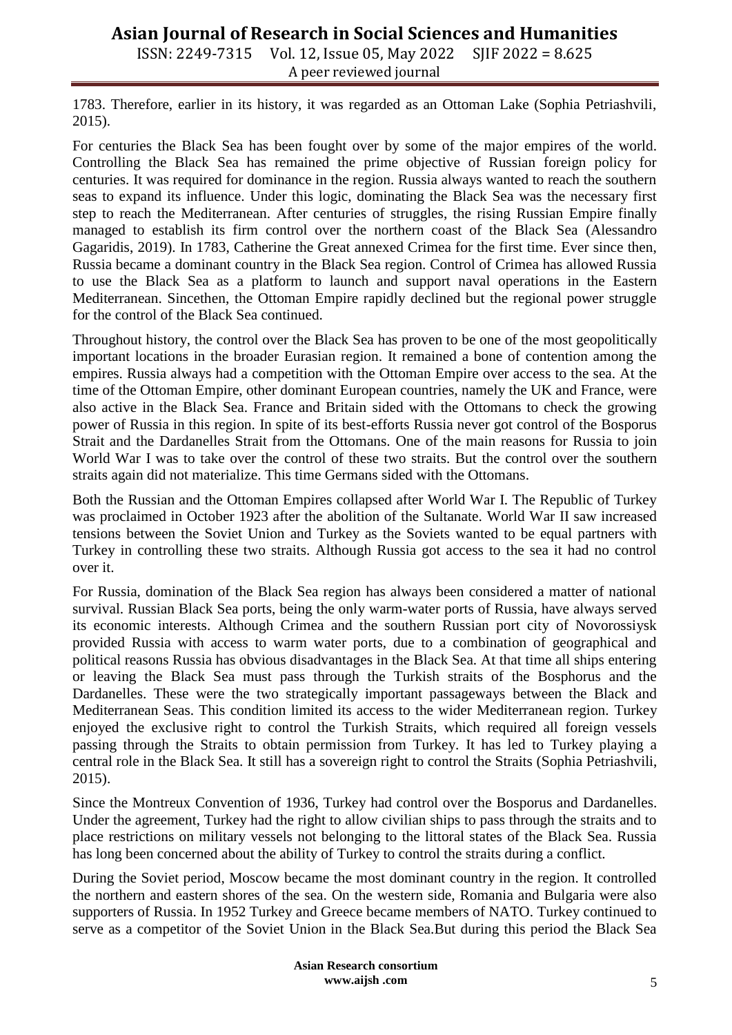1783. Therefore, earlier in its history, it was regarded as an Ottoman Lake (Sophia Petriashvili, 2015).

For centuries the Black Sea has been fought over by some of the major empires of the world. Controlling the Black Sea has remained the prime objective of Russian foreign policy for centuries. It was required for dominance in the region. Russia always wanted to reach the southern seas to expand its influence. Under this logic, dominating the Black Sea was the necessary first step to reach the Mediterranean. After centuries of struggles, the rising Russian Empire finally managed to establish its firm control over the northern coast of the Black Sea (Alessandro Gagaridis, 2019). In 1783, Catherine the Great annexed Crimea for the first time. Ever since then, Russia became a dominant country in the Black Sea region. Control of Crimea has allowed Russia to use the Black Sea as a platform to launch and support naval operations in the Eastern Mediterranean. Sincethen, the Ottoman Empire rapidly declined but the regional power struggle for the control of the Black Sea continued.

Throughout history, the control over the Black Sea has proven to be one of the most geopolitically important locations in the broader Eurasian region. It remained a bone of contention among the empires. Russia always had a competition with the Ottoman Empire over access to the sea. At the time of the Ottoman Empire, other dominant European countries, namely the UK and France, were also active in the Black Sea. France and Britain sided with the Ottomans to check the growing power of Russia in this region. In spite of its best-efforts Russia never got control of the Bosporus Strait and the Dardanelles Strait from the Ottomans. One of the main reasons for Russia to join World War I was to take over the control of these two straits. But the control over the southern straits again did not materialize. This time Germans sided with the Ottomans.

Both the Russian and the Ottoman Empires collapsed after World War I. The Republic of Turkey was proclaimed in October 1923 after the abolition of the Sultanate. World War II saw increased tensions between the Soviet Union and Turkey as the Soviets wanted to be equal partners with Turkey in controlling these two straits. Although Russia got access to the sea it had no control over it.

For Russia, domination of the Black Sea region has always been considered a matter of national survival. Russian Black Sea ports, being the only warm-water ports of Russia, have always served its economic interests. Although Crimea and the southern Russian port city of Novorossiysk provided Russia with access to warm water ports, due to a combination of geographical and political reasons Russia has obvious disadvantages in the Black Sea. At that time all ships entering or leaving the Black Sea must pass through the Turkish straits of the Bosphorus and the Dardanelles. These were the two strategically important passageways between the Black and Mediterranean Seas. This condition limited its access to the wider Mediterranean region. Turkey enjoyed the exclusive right to control the Turkish Straits, which required all foreign vessels passing through the Straits to obtain permission from Turkey. It has led to Turkey playing a central role in the Black Sea. It still has a sovereign right to control the Straits (Sophia Petriashvili, 2015).

Since the Montreux Convention of 1936, Turkey had control over the Bosporus and Dardanelles. Under the agreement, Turkey had the right to allow civilian ships to pass through the straits and to place restrictions on military vessels not belonging to the littoral states of the Black Sea. Russia has long been concerned about the ability of Turkey to control the straits during a conflict.

During the Soviet period, Moscow became the most dominant country in the region. It controlled the northern and eastern shores of the sea. On the western side, Romania and Bulgaria were also supporters of Russia. In 1952 Turkey and Greece became members of NATO. Turkey continued to serve as a competitor of the Soviet Union in the Black Sea.But during this period the Black Sea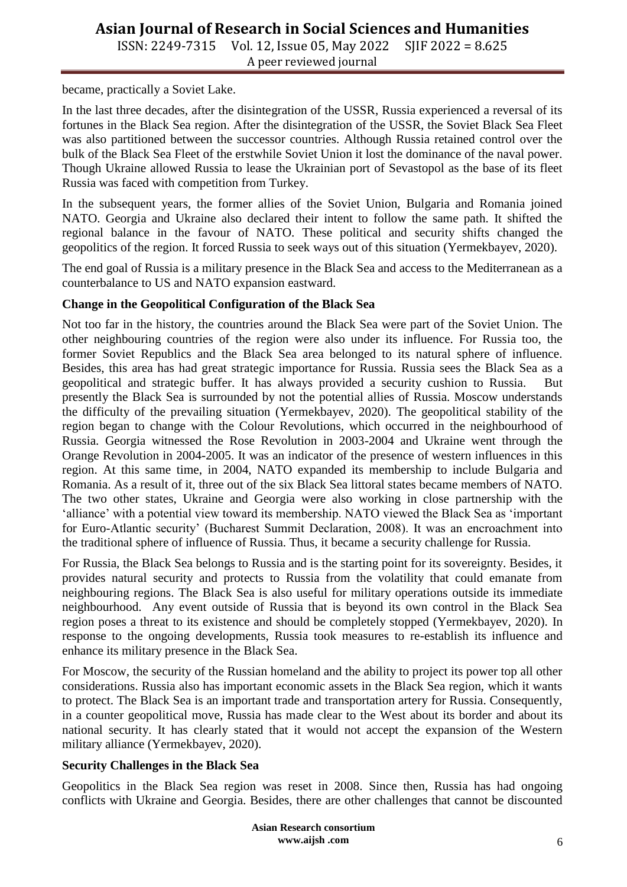became, practically a Soviet Lake.

In the last three decades, after the disintegration of the USSR, Russia experienced a reversal of its fortunes in the Black Sea region. After the disintegration of the USSR, the Soviet Black Sea Fleet was also partitioned between the successor countries. Although Russia retained control over the bulk of the Black Sea Fleet of the erstwhile Soviet Union it lost the dominance of the naval power. Though Ukraine allowed Russia to lease the Ukrainian port of Sevastopol as the base of its fleet Russia was faced with competition from Turkey.

In the subsequent years, the former allies of the Soviet Union, Bulgaria and Romania joined NATO. Georgia and Ukraine also declared their intent to follow the same path. It shifted the regional balance in the favour of NATO. These political and security shifts changed the geopolitics of the region. It forced Russia to seek ways out of this situation (Yermekbayev, 2020).

The end goal of Russia is a military presence in the Black Sea and access to the Mediterranean as a counterbalance to US and NATO expansion eastward.

**Change in the Geopolitical Configuration of the Black Sea**

Not too far in the history, the countries around the Black Sea were part of the Soviet Union. The other neighbouring countries of the region were also under its influence. For Russia too, the former Soviet Republics and the Black Sea area belonged to its natural sphere of influence. Besides, this area has had great strategic importance for Russia. Russia sees the Black Sea as a geopolitical and strategic buffer. It has always provided a security cushion to Russia. But presently the Black Sea is surrounded by not the potential allies of Russia. Moscow understands the difficulty of the prevailing situation (Yermekbayev, 2020). The geopolitical stability of the region began to change with the Colour Revolutions, which occurred in the neighbourhood of Russia. Georgia witnessed the Rose Revolution in 2003-2004 and Ukraine went through the Orange Revolution in 2004-2005. It was an indicator of the presence of western influences in this region. At this same time, in 2004, NATO expanded its membership to include Bulgaria and Romania. As a result of it, three out of the six Black Sea littoral states became members of NATO. The two other states, Ukraine and Georgia were also working in close partnership with the 'alliance' with a potential view toward its membership. NATO viewed the Black Sea as 'important for Euro-Atlantic security' (Bucharest Summit Declaration, 2008). It was an encroachment into the traditional sphere of influence of Russia. Thus, it became a security challenge for Russia.

For Russia, the Black Sea belongs to Russia and is the starting point for its sovereignty. Besides, it provides natural security and protects to Russia from the volatility that could emanate from neighbouring regions. The Black Sea is also useful for military operations outside its immediate neighbourhood. Any event outside of Russia that is beyond its own control in the Black Sea region poses a threat to its existence and should be completely stopped (Yermekbayev, 2020). In response to the ongoing developments, Russia took measures to re-establish its influence and enhance its military presence in the Black Sea.

For Moscow, the security of the Russian homeland and the ability to project its power top all other considerations. Russia also has important economic assets in the Black Sea region, which it wants to protect. The Black Sea is an important trade and transportation artery for Russia. Consequently, in a counter geopolitical move, Russia has made clear to the West about its border and about its national security. It has clearly stated that it would not accept the expansion of the Western military alliance (Yermekbayev, 2020).

**Security Challenges in the Black Sea**

Geopolitics in the Black Sea region was reset in 2008. Since then, Russia has had ongoing conflicts with Ukraine and Georgia. Besides, there are other challenges that cannot be discounted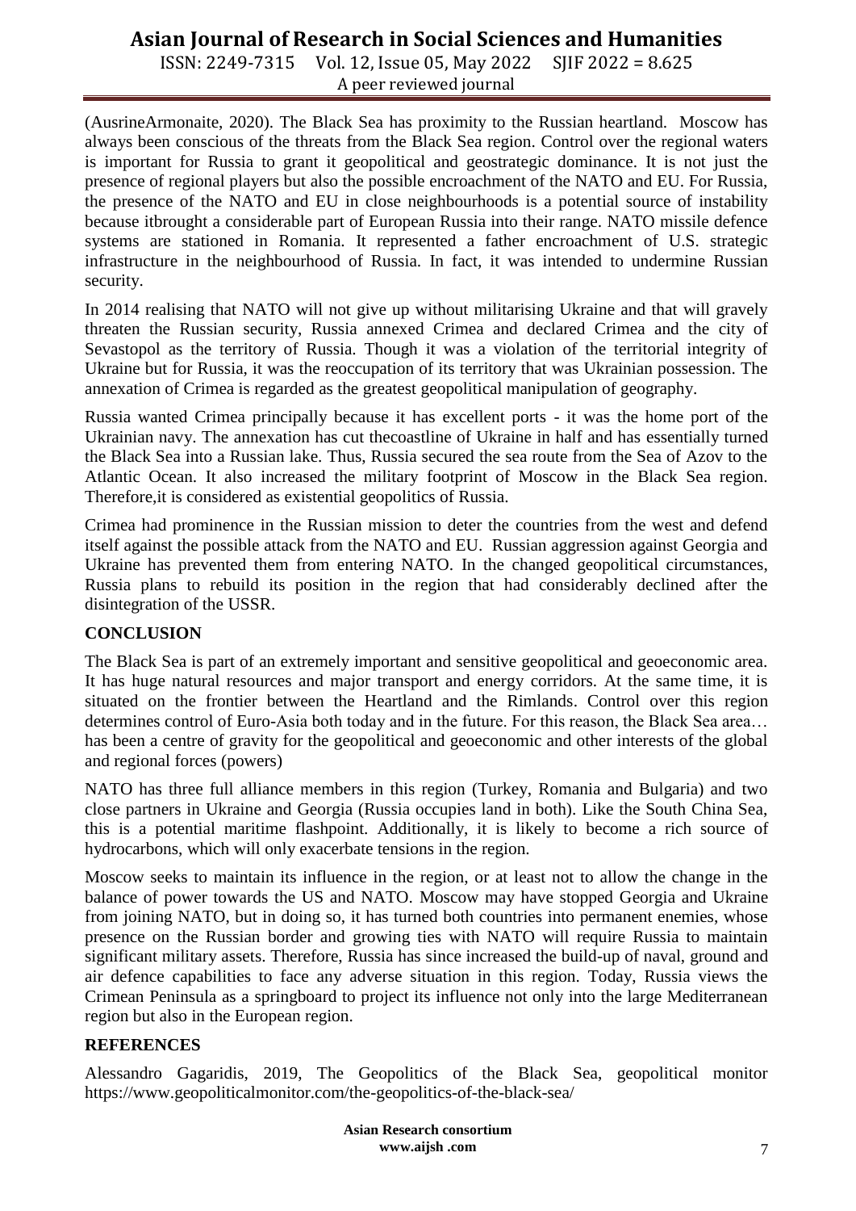(AusrineArmonaite, 2020). The Black Sea has proximity to the Russian heartland. Moscow has always been conscious of the threats from the Black Sea region. Control over the regional waters is important for Russia to grant it geopolitical and geostrategic dominance. It is not just the presence of regional players but also the possible encroachment of the NATO and EU. For Russia, the presence of the NATO and EU in close neighbourhoods is a potential source of instability because itbrought a considerable part of European Russia into their range. NATO missile defence systems are stationed in Romania. It represented a father encroachment of U.S. strategic infrastructure in the neighbourhood of Russia. In fact, it was intended to undermine Russian security.

In 2014 realising that NATO will not give up without militarising Ukraine and that will gravely threaten the Russian security, Russia annexed Crimea and declared Crimea and the city of Sevastopol as the territory of Russia. Though it was a violation of the territorial integrity of Ukraine but for Russia, it was the reoccupation of its territory that was Ukrainian possession. The annexation of Crimea is regarded as the greatest geopolitical manipulation of geography.

Russia wanted Crimea principally because it has excellent ports - it was the home port of the Ukrainian navy. The annexation has cut thecoastline of Ukraine in half and has essentially turned the Black Sea into a Russian lake. Thus, Russia secured the sea route from the Sea of Azov to the Atlantic Ocean. It also increased the military footprint of Moscow in the Black Sea region. Therefore,it is considered as existential geopolitics of Russia.

Crimea had prominence in the Russian mission to deter the countries from the west and defend itself against the possible attack from the NATO and EU. Russian aggression against Georgia and Ukraine has prevented them from entering NATO. In the changed geopolitical circumstances, Russia plans to rebuild its position in the region that had considerably declined after the disintegration of the USSR.

## CONCLUSION

The Black Sea is part of an extremely important and sensitive geopolitical and geoeconomic area. It has huge natural resources and major transport and energy corridors. At the same time, it is situated on the frontier between the Heartland and the Rimlands. Control over this region determines control of Euro-Asia both today and in the future. For this reason, the Black Sea area… has been a centre of gravity for the geopolitical and geoeconomic and other interests of the global and regional forces (powers)

NATO has three full alliance members in this region (Turkey, Romania and Bulgaria) and two close partners in Ukraine and Georgia (Russia occupies land in both). Like the South China Sea, this is a potential maritime flashpoint. Additionally, it is likely to become a rich source of hydrocarbons, which will only exacerbate tensions in the region.

Moscow seeks to maintain its influence in the region, or at least not to allow the change in the balance of power towards the US and NATO. Moscow may have stopped Georgia and Ukraine from joining NATO, but in doing so, it has turned both countries into permanent enemies, whose presence on the Russian border and growing ties with NATO will require Russia to maintain significant military assets. Therefore, Russia has since increased the build-up of naval, ground and air defence capabilities to face any adverse situation in this region. Today, Russia views the Crimean Peninsula as a springboard to project its influence not only into the large Mediterranean region but also in the European region.

## REFERENCES

Alessandro Gagaridis, 2019, The Geopolitics of the Black Sea, geopolitical monitor https://www.geopoliticalmonitor.com/the-geopolitics-of-the-black-sea/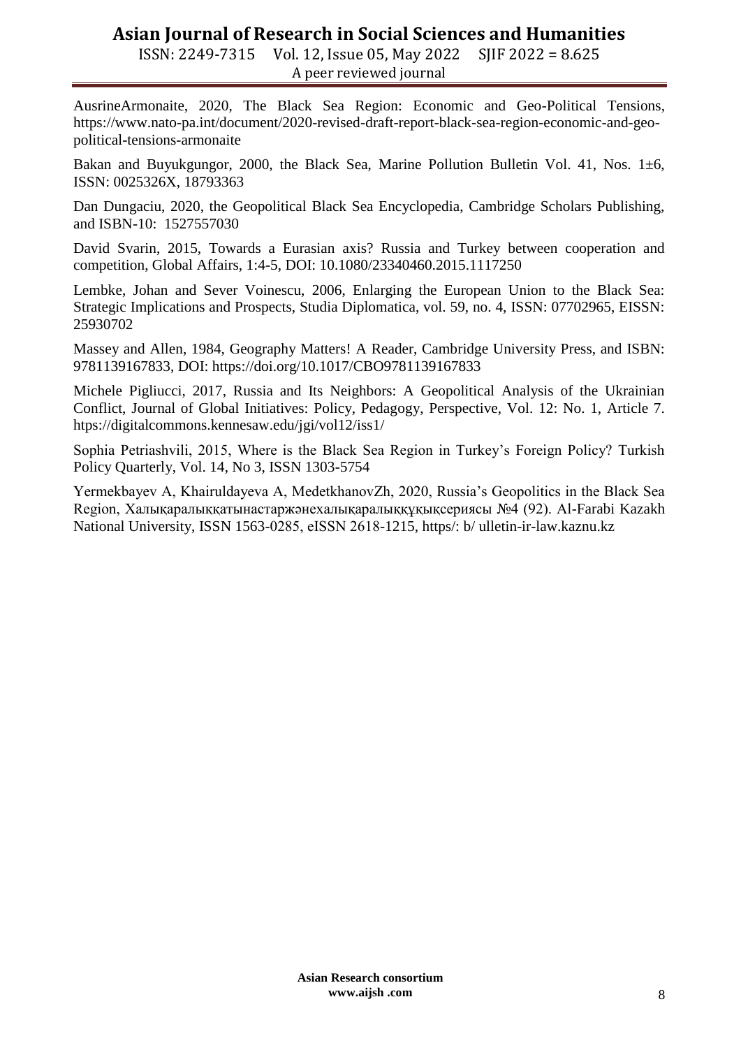AusrineArmonaite, 2020, The Black Sea Region: Economic and Geo-Political Tensions, https://www.nato-pa.int/document/2020-revised-draft-report-black-sea-region-economic-and-geo-political-tensions-armonaite

Bakan and Buyukgungor, 2000, the Black Sea, Marine Pollution Bulletin Vol. 41, Nos. 1±6, ISSN: 0025326X, 18793363

Dan Dungaciu, 2020, the Geopolitical Black Sea Encyclopedia, Cambridge Scholars Publishing, and ISBN-10: 1527557030

David Svarin, 2015, Towards a Eurasian axis? Russia and Turkey between cooperation and competition, Global Affairs, 1:4-5, DOI: 10.1080/23340460.2015.1117250

Lembke, Johan and Sever Voinescu, 2006, Enlarging the European Union to the Black Sea: Strategic Implications and Prospects, Studia Diplomatica, vol. 59, no. 4, ISSN: 07702965, EISSN: 25930702

Massey and Allen, 1984, Geography Matters! A Reader, Cambridge University Press, and ISBN: 9781139167833, DOI: https://doi.org/10.1017/CBO9781139167833

Michele Pigliucci, 2017, Russia and Its Neighbors: A Geopolitical Analysis of the Ukrainian Conflict, Journal of Global Initiatives: Policy, Pedagogy, Perspective, Vol. 12: No. 1, Article 7. htps://digitalcommons.kennesaw.edu/jgi/vol12/iss1/

Sophia Petriashvili, 2015, Where is the Black Sea Region in Turkey's Foreign Policy? Turkish Policy Quarterly, Vol. 14, No 3, ISSN 1303-5754

Yermekbayev A, Khairuldayeva A, MedetkhanovZh, 2020, Russia's Geopolitics in the Black Sea Region, Халықаралыққатынастаржәнехалықаралыққұқықсериясы №4 (92). Al-Farabi Kazakh National University, ISSN 1563-0285, eISSN 2618-1215, https/: b/ ulletin-ir-law.kaznu.kz